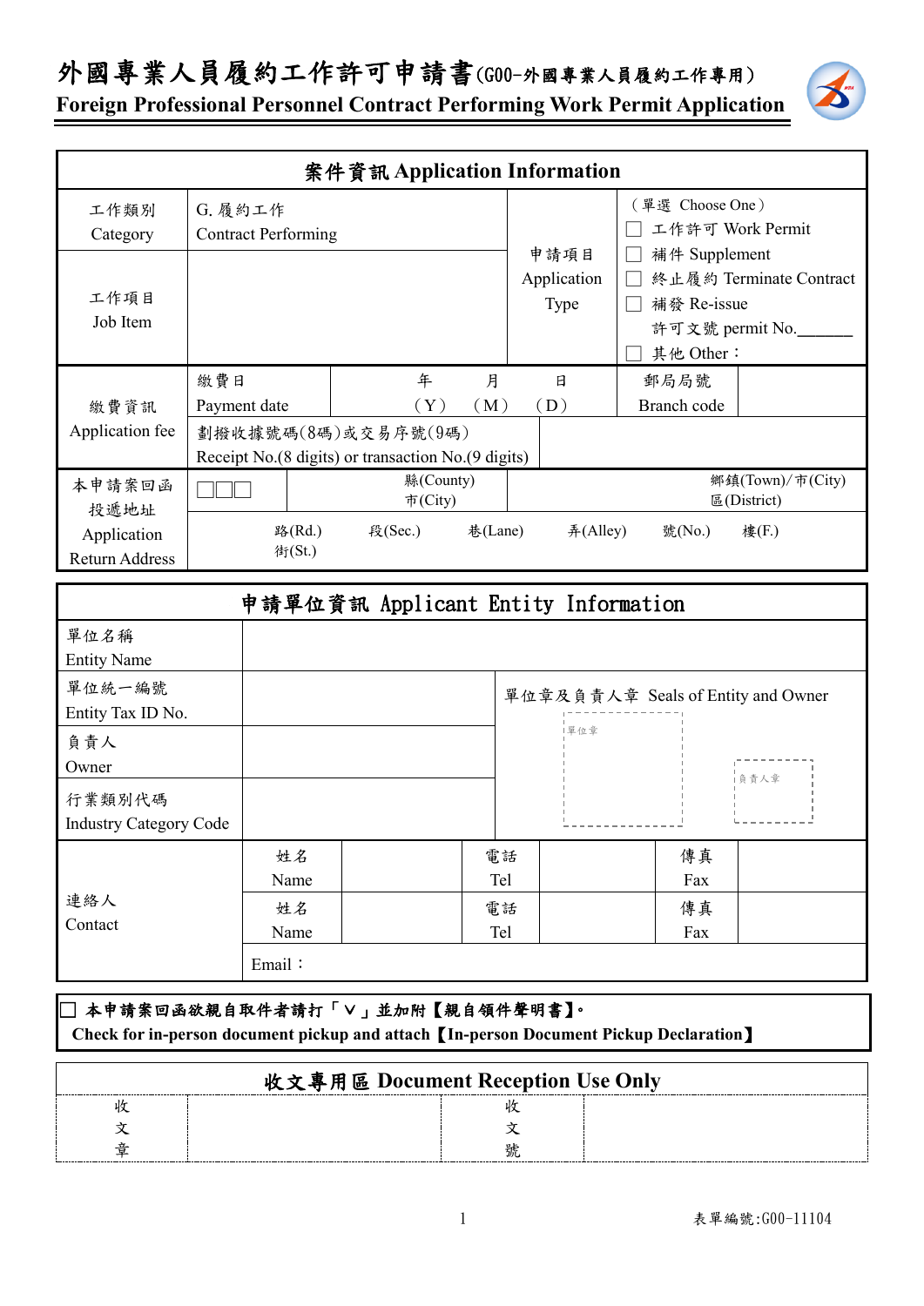# 外國專業人員履約工作許可申請書(G00-外國專業人員履約工作專用)

**Foreign Professional Personnel Contract Performing Work Permit Application**

## 案件資訊 Application Information

| | | | |
|---|---|---|---|
| 工作類別 Category | G. 履約工作 Contract Performing | 申請項目 Application Type | （單選 Choose One）<br>☐ 工作許可 Work Permit<br>☐ 補件 Supplement<br>☐ 終止履約 Terminate Contract<br>☐ 補發 Re-issue<br>許可文號 permit No.______<br>☐ 其他 Other： |
| 工作項目 Job Item | | | |

| | | | | |
|---|---|---|---|---|
| 繳費資訊 Application fee | 繳費日 Payment date | 年（Y） 月（M） 日（D） | 郵局局號 Branch code | |
| | 劃撥收據號碼(8碼)或交易序號(9碼) Receipt No.(8 digits) or transaction No.(9 digits) | | | |
| 本申請案回函投遞地址 Application Return Address | ☐☐☐ | 縣(County) 市(City) | 鄉鎮(Town)/市(City) 區(District) | |
| | 路(Rd.) 街(St.) 段(Sec.) 巷(Lane) 弄(Alley) 號(No.) 樓(F.) | | | |

## 申請單位資訊 Applicant Entity Information

| | | | | | |
|---|---|---|---|---|---|
| 單位名稱 Entity Name | | | | | |
| 單位統一編號 Entity Tax ID No. | | 單位章及負責人章 Seals of Entity and Owner<br>單位章　負責人章 | | | |
| 負責人 Owner | | | | | |
| 行業類別代碼 Industry Category Code | | | | | |
| 連絡人 Contact | 姓名 Name | | 電話 Tel | | 傳真 Fax |
| | 姓名 Name | | 電話 Tel | | 傳真 Fax |
| | Email： | | | | |

☐ **本申請案回函欲親自取件者請打「∨」並加附【親自領件聲明書】。**
**Check for in-person document pickup and attach【In-person Document Pickup Declaration】**

## 收文專用區 Document Reception Use Only

| | | | |
|---|---|---|---|
| 收文章 | | 收文號 | |

表單編號:G00-11104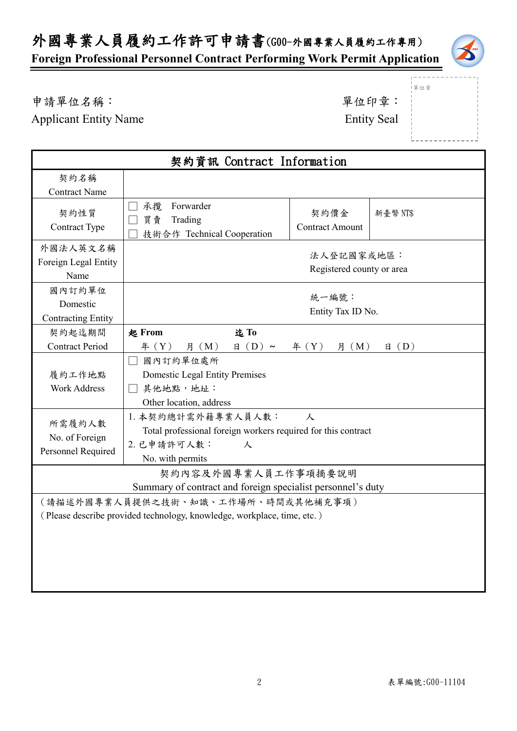# 外國專業人員履約工作許可申請書(G00-外國專業人員履約工作專用)

**Foreign Professional Personnel Contract Performing Work Permit Application**

申請單位名稱：
Applicant Entity Name

單位印章：
Entity Seal

單位章

| 契約資訊 Contract Information | | | |
|---|---|---|---|
| 契約名稱<br>Contract Name | | | |
| 契約性質<br>Contract Type | ☐ 承攬 Forwarder<br>☐ 買賣 Trading<br>☐ 技術合作 Technical Cooperation | 契約價金<br>Contract Amount | 新臺幣 NT$ |
| 外國法人英文名稱<br>Foreign Legal Entity Name | 法人登記國家或地區：<br>Registered county or area | | |
| 國內訂約單位<br>Domestic Contracting Entity | 統一編號：<br>Entity Tax ID No. | | |
| 契約起迄期間<br>Contract Period | **起 From** 年（Y） 月（M） 日（D）～ **迄 To** 年（Y） 月（M） 日（D） | | |
| 履約工作地點<br>Work Address | ☐ 國內訂約單位處所<br>Domestic Legal Entity Premises<br>☐ 其他地點，地址：<br>Other location, address | | |
| 所需履約人數<br>No. of Foreign Personnel Required | 1. 本契約總計需外籍專業人員人數： 人<br>Total professional foreign workers required for this contract<br>2. 已申請許可人數： 人<br>No. with permits | | |
| 契約內容及外國專業人員工作事項摘要說明<br>Summary of contract and foreign specialist personnel's duty | | | |
| （請描述外國專業人員提供之技術、知識、工作場所、時間或其他補充事項）<br>（Please describe provided technology, knowledge, workplace, time, etc.） | | | |

表單編號:G00-11104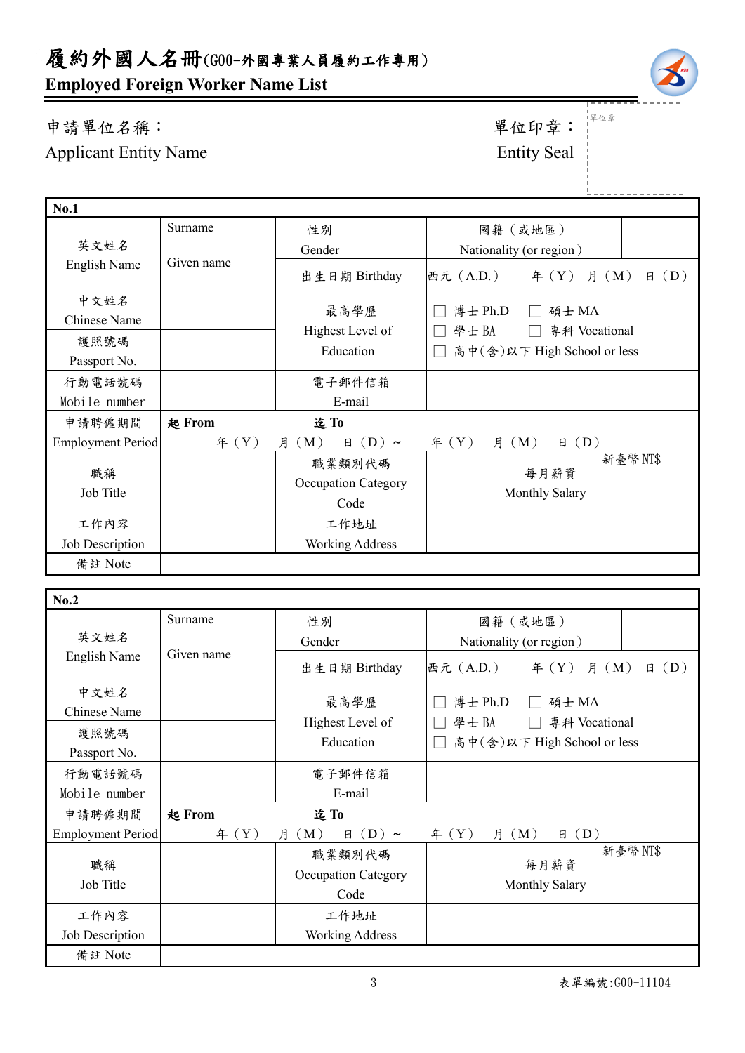# 履約外國人名冊(G00-外國專業人員履約工作專用)

## Employed Foreign Worker Name List

申請單位名稱：
Applicant Entity Name

單位印章：
Entity Seal

單位章

| No.1 | | | | | | |
|---|---|---|---|---|---|---|
| 英文姓名 English Name | Surname Given name | 性別 Gender | | 國籍（或地區） Nationality (or region) | | |
| | | 出生日期 Birthday | 西元（A.D.） 年（Y） 月（M） 日（D） | | | |
| 中文姓名 Chinese Name | | 最高學歷 Highest Level of Education | ☐ 博士 Ph.D ☐ 碩士 MA ☐ 學士 BA ☐ 專科 Vocational ☐ 高中(含)以下 High School or less | | | |
| 護照號碼 Passport No. | | | | | | |
| 行動電話號碼 Mobile number | | 電子郵件信箱 E-mail | | | | |
| 申請聘僱期間 Employment Period | 起 From 年（Y） 月（M） 日（D）～ | 迄 To 年（Y） 月（M） 日（D） | | | | |
| 職稱 Job Title | | 職業類別代碼 Occupation Category Code | | 每月薪資 Monthly Salary | 新臺幣 NT$ | |
| 工作內容 Job Description | | 工作地址 Working Address | | | | |
| 備註 Note | | | | | | |

| No.2 | | | | | | |
|---|---|---|---|---|---|---|
| 英文姓名 English Name | Surname Given name | 性別 Gender | | 國籍（或地區） Nationality (or region) | | |
| | | 出生日期 Birthday | 西元（A.D.） 年（Y） 月（M） 日（D） | | | |
| 中文姓名 Chinese Name | | 最高學歷 Highest Level of Education | ☐ 博士 Ph.D ☐ 碩士 MA ☐ 學士 BA ☐ 專科 Vocational ☐ 高中(含)以下 High School or less | | | |
| 護照號碼 Passport No. | | | | | | |
| 行動電話號碼 Mobile number | | 電子郵件信箱 E-mail | | | | |
| 申請聘僱期間 Employment Period | 起 From 年（Y） 月（M） 日（D）～ | 迄 To 年（Y） 月（M） 日（D） | | | | |
| 職稱 Job Title | | 職業類別代碼 Occupation Category Code | | 每月薪資 Monthly Salary | 新臺幣 NT$ | |
| 工作內容 Job Description | | 工作地址 Working Address | | | | |
| 備註 Note | | | | | | |

表單編號:G00-11104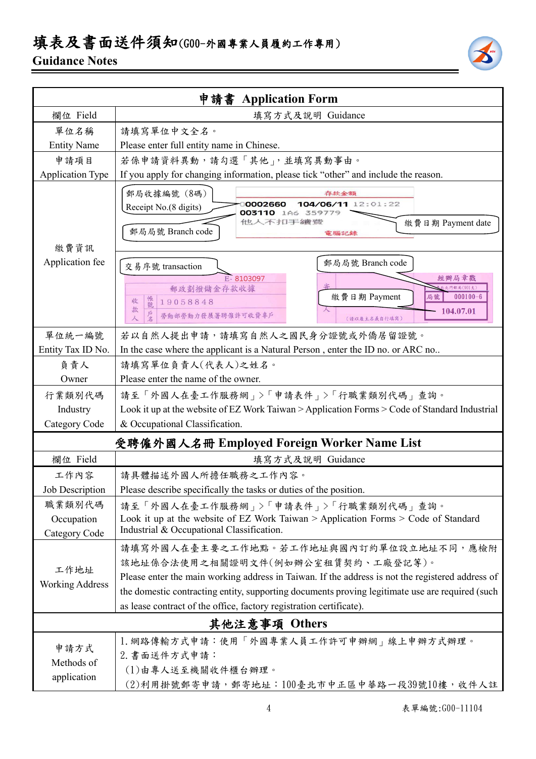# 填表及書面送件須知(G00-外國專業人員履約工作專用)

## Guidance Notes

| 申請書 Application Form | |
|---|---|
| 欄位 Field | 填寫方式及說明 Guidance |
| 單位名稱<br>Entity Name | 請填寫單位中文全名。<br>Please enter full entity name in Chinese. |
| 申請項目<br>Application Type | 若係申請資料異動，請勾選「其他」，並填寫異動事由。<br>If you apply for changing information, please tick "other" and include the reason. |
| 繳費資訊<br>Application fee | 郵局收據編號（8碼）Receipt No.(8 digits)<br>郵局局號 Branch code<br>繳費日期 Payment date<br>存款金額<br>0002660 104/06/11 12:01:22<br>003110 1A6 359779<br>他人不扣手續費<br>電腦記錄<br><br>交易序號 transaction<br>郵局局號 Branch code<br>繳費日期 Payment<br>E- 8103097<br>郵政劃撥儲金存款收據<br>收款人 帳號 19058848<br>戶名 勞動部勞動力發展署聘僱許可收費專戶<br>經辦局章戳<br>局號 000100-6<br>104.07.01 |
| 單位統一編號<br>Entity Tax ID No. | 若以自然人提出申請，請填寫自然人之國民身分證號或外僑居留證號。<br>In the case where the applicant is a Natural Person , enter the ID no. or ARC no.. |
| 負責人<br>Owner | 請填寫單位負責人(代表人)之姓名。<br>Please enter the name of the owner. |
| 行業類別代碼<br>Industry Category Code | 請至「外國人在臺工作服務網」>「申請表件」>「行職業類別代碼」查詢。<br>Look it up at the website of EZ Work Taiwan > Application Forms > Code of Standard Industrial & Occupational Classification. |

| 受聘僱外國人名冊 Employed Foreign Worker Name List | |
|---|---|
| 欄位 Field | 填寫方式及說明 Guidance |
| 工作內容<br>Job Description | 請具體描述外國人所擔任職務之工作內容。<br>Please describe specifically the tasks or duties of the position. |
| 職業類別代碼<br>Occupation Category Code | 請至「外國人在臺工作服務網」>「申請表件」>「行職業類別代碼」查詢。<br>Look it up at the website of EZ Work Taiwan > Application Forms > Code of Standard Industrial & Occupational Classification. |
| 工作地址<br>Working Address | 請填寫外國人在臺主要之工作地點。若工作地址與國內訂約單位設立地址不同，應檢附該地址係合法使用之相關證明文件(例如辦公室租賃契約、工廠登記等)。<br>Please enter the main working address in Taiwan. If the address is not the registered address of the domestic contracting entity, supporting documents proving legitimate use are required (such as lease contract of the office, factory registration certificate). |

| 其他注意事項 Others | |
|---|---|
| 申請方式<br>Methods of application | 1. 網路傳輸方式申請：使用「外國專業人員工作許可申辦網」線上申辦方式辦理。<br>2. 書面送件方式申請：<br>(1)由專人送至機關收件櫃台辦理。<br>(2)利用掛號郵寄申請，郵寄地址：100臺北市中正區中華路一段39號10樓，收件人註 |

表單編號:G00-11104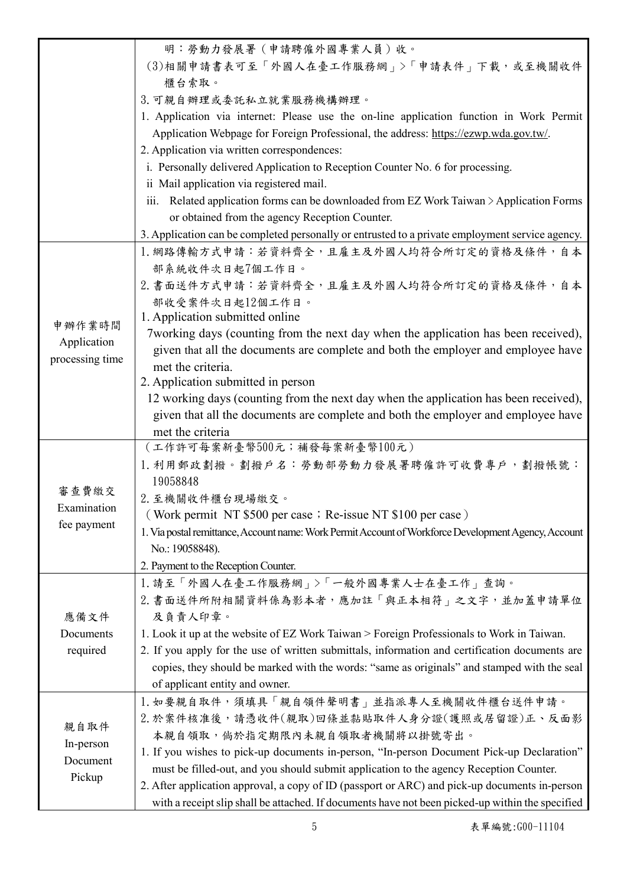| | |
|---|---|
| | 明：勞動力發展署（申請聘僱外國專業人員）收。<br>(3)相關申請書表可至「外國人在臺工作服務網」>「申請表件」下載，或至機關收件櫃台索取。<br>3.可親自辦理或委託私立就業服務機構辦理。<br>1. Application via internet: Please use the on-line application function in Work Permit Application Webpage for Foreign Professional, the address: https://ezwp.wda.gov.tw/.<br>2. Application via written correspondences:<br>i. Personally delivered Application to Reception Counter No. 6 for processing.<br>ii Mail application via registered mail.<br>iii. Related application forms can be downloaded from EZ Work Taiwan > Application Forms or obtained from the agency Reception Counter.<br>3. Application can be completed personally or entrusted to a private employment service agency. |
| 申辦作業時間<br>Application processing time | 1.網路傳輸方式申請：若資料齊全，且雇主及外國人均符合所訂定的資格及條件，自本部系統收件次日起7個工作日。<br>2.書面送件方式申請：若資料齊全，且雇主及外國人均符合所訂定的資格及條件，自本部收受案件次日起12個工作日。<br>1. Application submitted online<br>7working days (counting from the next day when the application has been received), given that all the documents are complete and both the employer and employee have met the criteria.<br>2. Application submitted in person<br>12 working days (counting from the next day when the application has been received), given that all the documents are complete and both the employer and employee have met the criteria |
| 審查費繳交<br>Examination fee payment | （工作許可每案新臺幣500元；補發每案新臺幣100元）<br>1.利用郵政劃撥。劃撥戶名：勞動部勞動力發展署聘僱許可收費專戶，劃撥帳號：19058848<br>2.至機關收件櫃台現場繳交。<br>（Work permit NT $500 per case；Re-issue NT $100 per case）<br>1. Via postal remittance, Account name: Work Permit Account of Workforce Development Agency, Account No.: 19058848).<br>2. Payment to the Reception Counter. |
| 應備文件<br>Documents required | 1.請至「外國人在臺工作服務網」>「一般外國專業人士在臺工作」查詢。<br>2.書面送件所附相關資料係為影本者，應加註「與正本相符」之文字，並加蓋申請單位及負責人印章。<br>1. Look it up at the website of EZ Work Taiwan > Foreign Professionals to Work in Taiwan.<br>2. If you apply for the use of written submittals, information and certification documents are copies, they should be marked with the words: "same as originals" and stamped with the seal of applicant entity and owner. |
| 親自取件<br>In-person Document Pickup | 1.如要親自取件，須填具「親自領件聲明書」並指派專人至機關收件櫃台送件申請。<br>2.於案件核准後，請憑收件(親取)回條並黏貼取件人身分證(護照或居留證)正、反面影本親自領取，倘於指定期限內未親自領取者機關將以掛號寄出。<br>1. If you wishes to pick-up documents in-person, "In-person Document Pick-up Declaration" must be filled-out, and you should submit application to the agency Reception Counter.<br>2. After application approval, a copy of ID (passport or ARC) and pick-up documents in-person with a receipt slip shall be attached. If documents have not been picked-up within the specified |

表單編號:G00-11104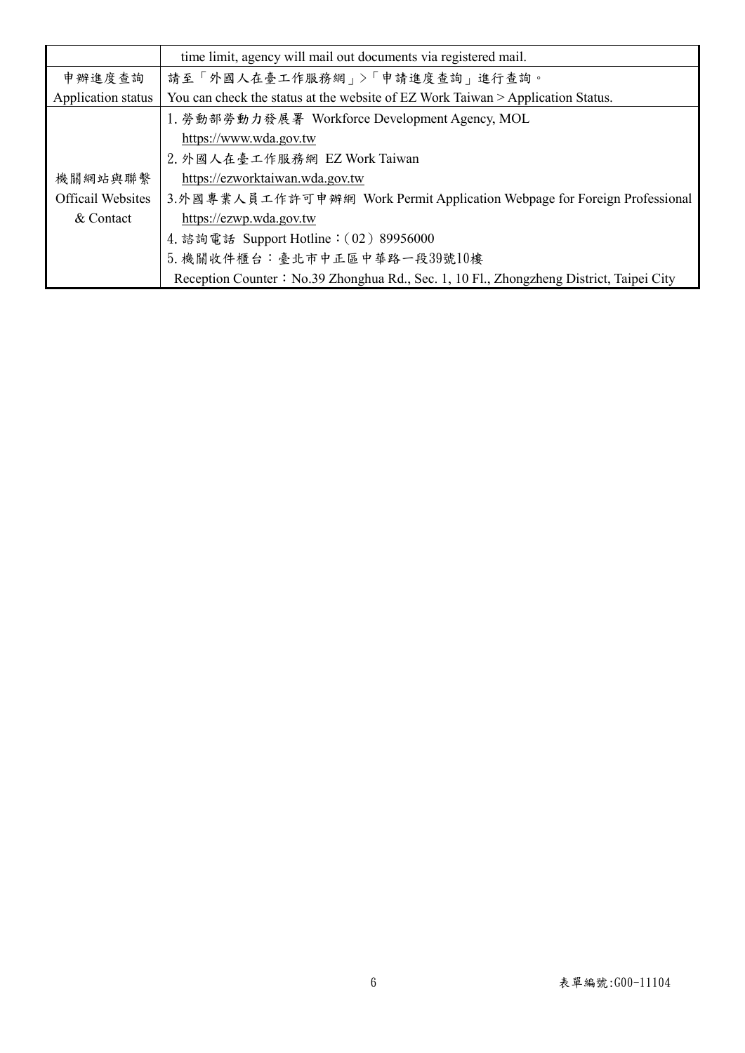| | |
|---|---|
| | time limit, agency will mail out documents via registered mail. |
| 申辦進度查詢<br>Application status | 請至「外國人在臺工作服務網」>「申請進度查詢」進行查詢。<br>You can check the status at the website of EZ Work Taiwan > Application Status. |
| 機關網站與聯繫<br>Officail Websites & Contact | 1. 勞動部勞動力發展署 Workforce Development Agency, MOL<br>https://www.wda.gov.tw<br>2. 外國人在臺工作服務網 EZ Work Taiwan<br>https://ezworktaiwan.wda.gov.tw<br>3.外國專業人員工作許可申辦網 Work Permit Application Webpage for Foreign Professional<br>https://ezwp.wda.gov.tw<br>4. 諮詢電話 Support Hotline：(02) 89956000<br>5. 機關收件櫃台：臺北市中正區中華路一段39號10樓<br>Reception Counter：No.39 Zhonghua Rd., Sec. 1, 10 Fl., Zhongzheng District, Taipei City |

表單編號:G00-11104